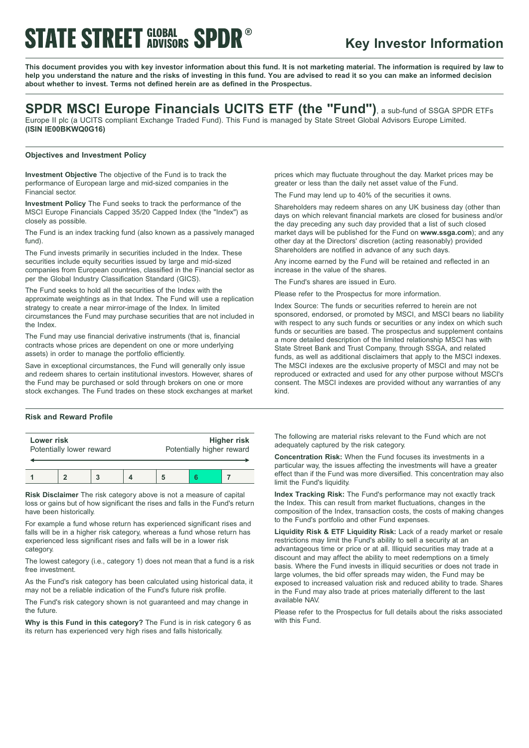# STATE STREET GLOBAL ADVISORS SPDR®

## Key Investor Information

**This document provides you with key investor information about this fund. It is not marketing material. The information is required by law to help you understand the nature and the risks of investing in this fund. You are advised to read it so you can make an informed decision about whether to invest. Terms not defined herein are as defined in the Prospectus.**

# SPDR MSCI Europe Financials UCITS ETF (the "Fund"), a sub-fund of SSGA SPDR ETFs Europe II plc (a UCITS compliant Exchange Traded Fund). This Fund is managed by State Street Global Advisors Europe Limited.

**(ISIN IE00BKWQ0G16)**

### Objectives and Investment Policy

**Investment Objective** The objective of the Fund is to track the performance of European large and mid-sized companies in the Financial sector.

**Investment Policy** The Fund seeks to track the performance of the MSCI Europe Financials Capped 35/20 Capped Index (the "Index") as closely as possible.

The Fund is an index tracking fund (also known as a passively managed fund).

The Fund invests primarily in securities included in the Index. These securities include equity securities issued by large and mid-sized companies from European countries, classified in the Financial sector as per the Global Industry Classification Standard (GICS).

The Fund seeks to hold all the securities of the Index with the approximate weightings as in that Index. The Fund will use a replication strategy to create a near mirror-image of the Index. In limited circumstances the Fund may purchase securities that are not included in the Index.

The Fund may use financial derivative instruments (that is, financial contracts whose prices are dependent on one or more underlying assets) in order to manage the portfolio efficiently.

Save in exceptional circumstances, the Fund will generally only issue and redeem shares to certain institutional investors. However, shares of the Fund may be purchased or sold through brokers on one or more stock exchanges. The Fund trades on these stock exchanges at market prices which may fluctuate throughout the day. Market prices may be greater or less than the daily net asset value of the Fund.

The Fund may lend up to 40% of the securities it owns.

Shareholders may redeem shares on any UK business day (other than days on which relevant financial markets are closed for business and/or the day preceding any such day provided that a list of such closed market days will be published for the Fund on **www.ssga.com**); and any other day at the Directors' discretion (acting reasonably) provided Shareholders are notified in advance of any such days.

Any income earned by the Fund will be retained and reflected in an increase in the value of the shares.

The Fund's shares are issued in Euro.

Please refer to the Prospectus for more information.

Index Source: The funds or securities referred to herein are not sponsored, endorsed, or promoted by MSCI, and MSCI bears no liability with respect to any such funds or securities or any index on which such funds or securities are based. The prospectus and supplement contains a more detailed description of the limited relationship MSCI has with State Street Bank and Trust Company, through SSGA, and related funds, as well as additional disclaimers that apply to the MSCI indexes. The MSCI indexes are the exclusive property of MSCI and may not be reproduced or extracted and used for any other purpose without MSCI's consent. The MSCI indexes are provided without any warranties of any kind.

### Risk and Reward Profile

| **Lower risk** Potentially lower reward | | | | | | **Higher risk** Potentially higher reward |
|---|---|---|---|---|---|---|
| 1 | 2 | 3 | 4 | 5 | **6** | 7 |

**Risk Disclaimer** The risk category above is not a measure of capital loss or gains but of how significant the rises and falls in the Fund's return have been historically.

For example a fund whose return has experienced significant rises and falls will be in a higher risk category, whereas a fund whose return has experienced less significant rises and falls will be in a lower risk category.

The lowest category (i.e., category 1) does not mean that a fund is a risk free investment.

As the Fund's risk category has been calculated using historical data, it may not be a reliable indication of the Fund's future risk profile.

The Fund's risk category shown is not guaranteed and may change in the future.

**Why is this Fund in this category?** The Fund is in risk category 6 as its return has experienced very high rises and falls historically.

The following are material risks relevant to the Fund which are not adequately captured by the risk category.

**Concentration Risk:** When the Fund focuses its investments in a particular way, the issues affecting the investments will have a greater effect than if the Fund was more diversified. This concentration may also limit the Fund's liquidity.

**Index Tracking Risk:** The Fund's performance may not exactly track the Index. This can result from market fluctuations, changes in the composition of the Index, transaction costs, the costs of making changes to the Fund's portfolio and other Fund expenses.

**Liquidity Risk & ETF Liquidity Risk:** Lack of a ready market or resale restrictions may limit the Fund's ability to sell a security at an advantageous time or price or at all. Illiquid securities may trade at a discount and may affect the ability to meet redemptions on a timely basis. Where the Fund invests in illiquid securities or does not trade in large volumes, the bid offer spreads may widen, the Fund may be exposed to increased valuation risk and reduced ability to trade. Shares in the Fund may also trade at prices materially different to the last available NAV.

Please refer to the Prospectus for full details about the risks associated with this Fund.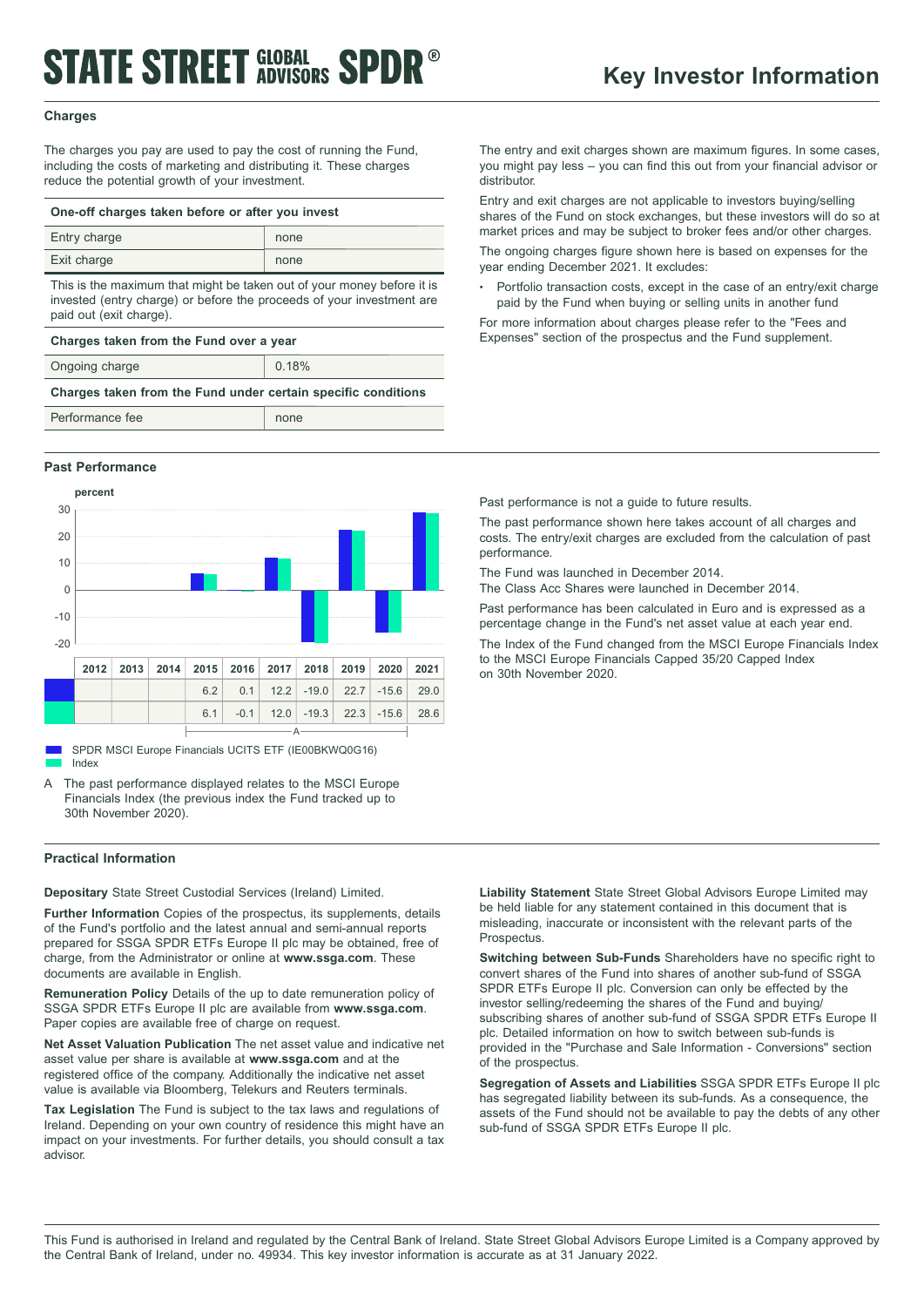## Charges

The charges you pay are used to pay the cost of running the Fund, including the costs of marketing and distributing it. These charges reduce the potential growth of your investment.

| One-off charges taken before or after you invest | |
|---|---|
| Entry charge | none |
| Exit charge | none |

This is the maximum that might be taken out of your money before it is invested (entry charge) or before the proceeds of your investment are paid out (exit charge).

| Charges taken from the Fund over a year | |
|---|---|
| Ongoing charge | 0.18% |

| Charges taken from the Fund under certain specific conditions | |
|---|---|
| Performance fee | none |

The entry and exit charges shown are maximum figures. In some cases, you might pay less – you can find this out from your financial advisor or distributor.

Entry and exit charges are not applicable to investors buying/selling shares of the Fund on stock exchanges, but these investors will do so at market prices and may be subject to broker fees and/or other charges.

The ongoing charges figure shown here is based on expenses for the year ending December 2021. It excludes:

- Portfolio transaction costs, except in the case of an entry/exit charge paid by the Fund when buying or selling units in another fund

For more information about charges please refer to the "Fees and Expenses" section of the prospectus and the Fund supplement.

## Past Performance

percent

30
20
10
0
-10
-20

| | 2012 | 2013 | 2014 | 2015 | 2016 | 2017 | 2018 | 2019 | 2020 | 2021 |
|---|---|---|---|---|---|---|---|---|---|---|
| SPDR MSCI Europe Financials UCITS ETF (IE00BKWQ0G16) | | | | 6.2 | 0.1 | 12.2 | -19.0 | 22.7 | -15.6 | 29.0 |
| Index | | | | 6.1 | -0.1 | 12.0 | -19.3 | 22.3 | -15.6 | 28.6 |

A

SPDR MSCI Europe Financials UCITS ETF (IE00BKWQ0G16)
Index

A The past performance displayed relates to the MSCI Europe Financials Index (the previous index the Fund tracked up to 30th November 2020).

Past performance is not a guide to future results.

The past performance shown here takes account of all charges and costs. The entry/exit charges are excluded from the calculation of past performance.

The Fund was launched in December 2014.
The Class Acc Shares were launched in December 2014.

Past performance has been calculated in Euro and is expressed as a percentage change in the Fund's net asset value at each year end.

The Index of the Fund changed from the MSCI Europe Financials Index to the MSCI Europe Financials Capped 35/20 Capped Index on 30th November 2020.

## Practical Information

**Depositary** State Street Custodial Services (Ireland) Limited.

**Further Information** Copies of the prospectus, its supplements, details of the Fund's portfolio and the latest annual and semi-annual reports prepared for SSGA SPDR ETFs Europe II plc may be obtained, free of charge, from the Administrator or online at **www.ssga.com**. These documents are available in English.

**Remuneration Policy** Details of the up to date remuneration policy of SSGA SPDR ETFs Europe II plc are available from **www.ssga.com**. Paper copies are available free of charge on request.

**Net Asset Valuation Publication** The net asset value and indicative net asset value per share is available at **www.ssga.com** and at the registered office of the company. Additionally the indicative net asset value is available via Bloomberg, Telekurs and Reuters terminals.

**Tax Legislation** The Fund is subject to the tax laws and regulations of Ireland. Depending on your own country of residence this might have an impact on your investments. For further details, you should consult a tax advisor.

**Liability Statement** State Street Global Advisors Europe Limited may be held liable for any statement contained in this document that is misleading, inaccurate or inconsistent with the relevant parts of the Prospectus.

**Switching between Sub-Funds** Shareholders have no specific right to convert shares of the Fund into shares of another sub-fund of SSGA SPDR ETFs Europe II plc. Conversion can only be effected by the investor selling/redeeming the shares of the Fund and buying/ subscribing shares of another sub-fund of SSGA SPDR ETFs Europe II plc. Detailed information on how to switch between sub-funds is provided in the "Purchase and Sale Information - Conversions" section of the prospectus.

**Segregation of Assets and Liabilities** SSGA SPDR ETFs Europe II plc has segregated liability between its sub-funds. As a consequence, the assets of the Fund should not be available to pay the debts of any other sub-fund of SSGA SPDR ETFs Europe II plc.

This Fund is authorised in Ireland and regulated by the Central Bank of Ireland. State Street Global Advisors Europe Limited is a Company approved by the Central Bank of Ireland, under no. 49934. This key investor information is accurate as at 31 January 2022.